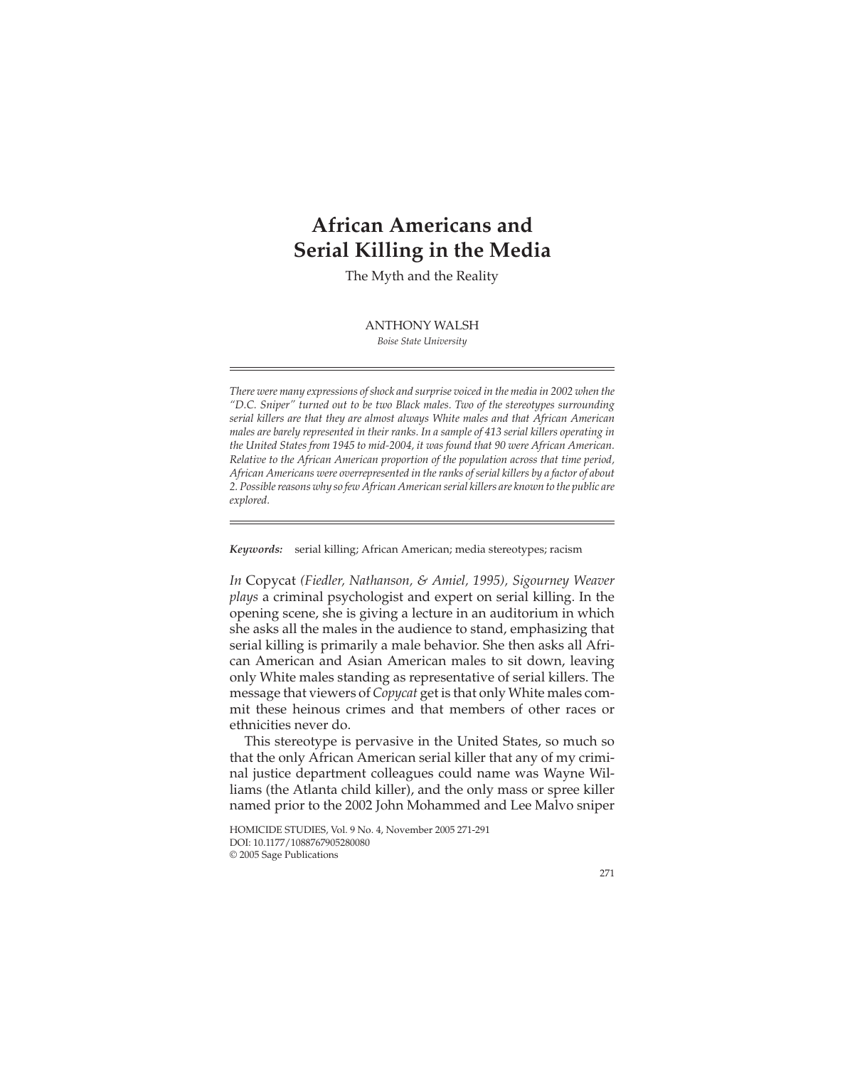# African Americans and Serial Killing in the Media

The Myth and the Reality

ANTHONY WALSH

*Boise State University*

---

*There were many expressions of shock and surprise voiced in the media in 2002 when the "D.C. Sniper" turned out to be two Black males. Two of the stereotypes surrounding serial killers are that they are almost always White males and that African American males are barely represented in their ranks. In a sample of 413 serial killers operating in the United States from 1945 to mid-2004, it was found that 90 were African American. Relative to the African American proportion of the population across that time period, African Americans were overrepresented in the ranks of serial killers by a factor of about 2. Possible reasons why so few African American serial killers are known to the public are explored.*

---

***Keywords:*** serial killing; African American; media stereotypes; racism

*In* Copycat *(Fiedler, Nathanson, & Amiel, 1995), Sigourney Weaver plays* a criminal psychologist and expert on serial killing. In the opening scene, she is giving a lecture in an auditorium in which she asks all the males in the audience to stand, emphasizing that serial killing is primarily a male behavior. She then asks all African American and Asian American males to sit down, leaving only White males standing as representative of serial killers. The message that viewers of *Copycat* get is that only White males commit these heinous crimes and that members of other races or ethnicities never do.

This stereotype is pervasive in the United States, so much so that the only African American serial killer that any of my criminal justice department colleagues could name was Wayne Williams (the Atlanta child killer), and the only mass or spree killer named prior to the 2002 John Mohammed and Lee Malvo sniper

HOMICIDE STUDIES, Vol. 9 No. 4, November 2005 271-291
DOI: 10.1177/1088767905280080
© 2005 Sage Publications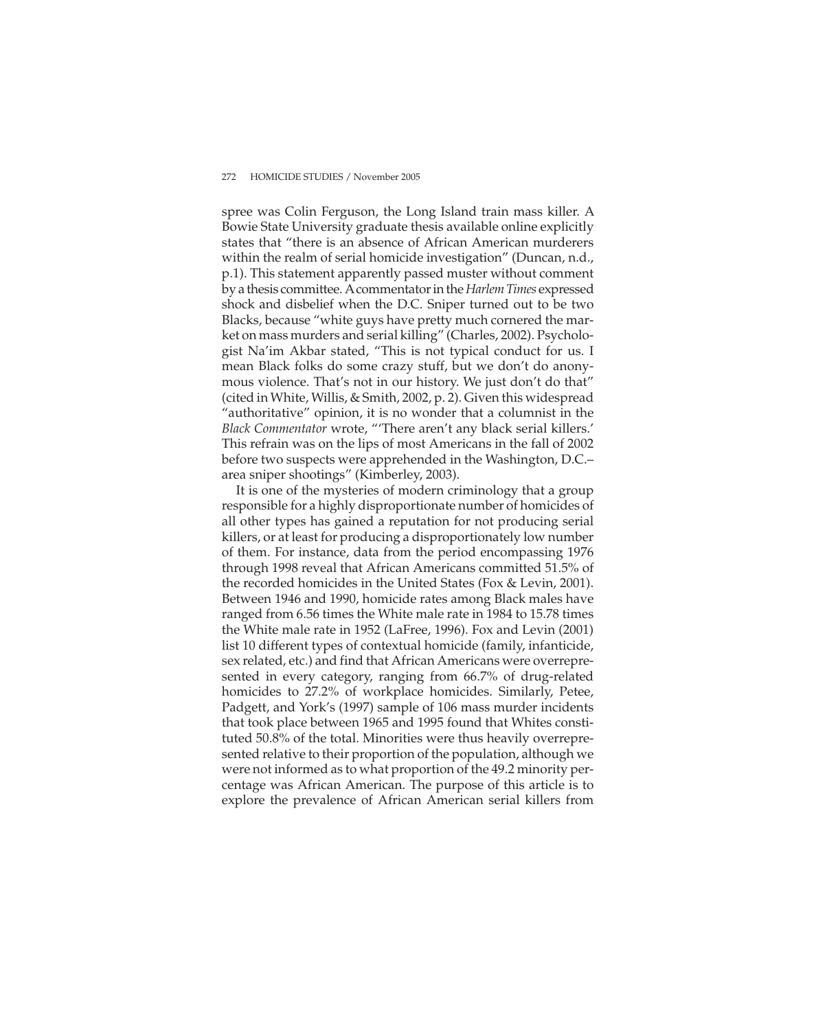spree was Colin Ferguson, the Long Island train mass killer. A Bowie State University graduate thesis available online explicitly states that "there is an absence of African American murderers within the realm of serial homicide investigation" (Duncan, n.d., p.1). This statement apparently passed muster without comment by a thesis committee. A commentator in the *Harlem Times* expressed shock and disbelief when the D.C. Sniper turned out to be two Blacks, because "white guys have pretty much cornered the market on mass murders and serial killing" (Charles, 2002). Psychologist Na'im Akbar stated, "This is not typical conduct for us. I mean Black folks do some crazy stuff, but we don't do anonymous violence. That's not in our history. We just don't do that" (cited in White, Willis, & Smith, 2002, p. 2). Given this widespread "authoritative" opinion, it is no wonder that a columnist in the *Black Commentator* wrote, "'There aren't any black serial killers.' This refrain was on the lips of most Americans in the fall of 2002 before two suspects were apprehended in the Washington, D.C.–area sniper shootings" (Kimberley, 2003).

It is one of the mysteries of modern criminology that a group responsible for a highly disproportionate number of homicides of all other types has gained a reputation for not producing serial killers, or at least for producing a disproportionately low number of them. For instance, data from the period encompassing 1976 through 1998 reveal that African Americans committed 51.5% of the recorded homicides in the United States (Fox & Levin, 2001). Between 1946 and 1990, homicide rates among Black males have ranged from 6.56 times the White male rate in 1984 to 15.78 times the White male rate in 1952 (LaFree, 1996). Fox and Levin (2001) list 10 different types of contextual homicide (family, infanticide, sex related, etc.) and find that African Americans were overrepresented in every category, ranging from 66.7% of drug-related homicides to 27.2% of workplace homicides. Similarly, Petee, Padgett, and York's (1997) sample of 106 mass murder incidents that took place between 1965 and 1995 found that Whites constituted 50.8% of the total. Minorities were thus heavily overrepresented relative to their proportion of the population, although we were not informed as to what proportion of the 49.2 minority percentage was African American. The purpose of this article is to explore the prevalence of African American serial killers from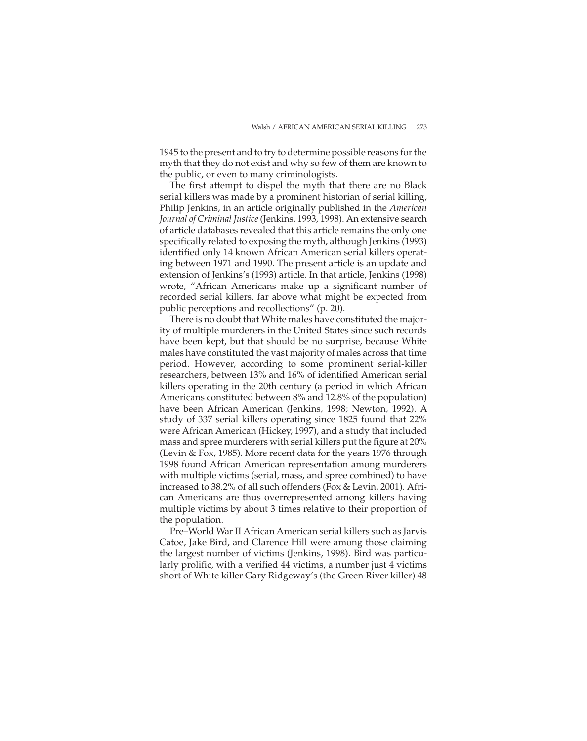1945 to the present and to try to determine possible reasons for the myth that they do not exist and why so few of them are known to the public, or even to many criminologists.

The first attempt to dispel the myth that there are no Black serial killers was made by a prominent historian of serial killing, Philip Jenkins, in an article originally published in the *American Journal of Criminal Justice* (Jenkins, 1993, 1998). An extensive search of article databases revealed that this article remains the only one specifically related to exposing the myth, although Jenkins (1993) identified only 14 known African American serial killers operating between 1971 and 1990. The present article is an update and extension of Jenkins's (1993) article. In that article, Jenkins (1998) wrote, "African Americans make up a significant number of recorded serial killers, far above what might be expected from public perceptions and recollections" (p. 20).

There is no doubt that White males have constituted the majority of multiple murderers in the United States since such records have been kept, but that should be no surprise, because White males have constituted the vast majority of males across that time period. However, according to some prominent serial-killer researchers, between 13% and 16% of identified American serial killers operating in the 20th century (a period in which African Americans constituted between 8% and 12.8% of the population) have been African American (Jenkins, 1998; Newton, 1992). A study of 337 serial killers operating since 1825 found that 22% were African American (Hickey, 1997), and a study that included mass and spree murderers with serial killers put the figure at 20% (Levin & Fox, 1985). More recent data for the years 1976 through 1998 found African American representation among murderers with multiple victims (serial, mass, and spree combined) to have increased to 38.2% of all such offenders (Fox & Levin, 2001). African Americans are thus overrepresented among killers having multiple victims by about 3 times relative to their proportion of the population.

Pre–World War II African American serial killers such as Jarvis Catoe, Jake Bird, and Clarence Hill were among those claiming the largest number of victims (Jenkins, 1998). Bird was particularly prolific, with a verified 44 victims, a number just 4 victims short of White killer Gary Ridgeway's (the Green River killer) 48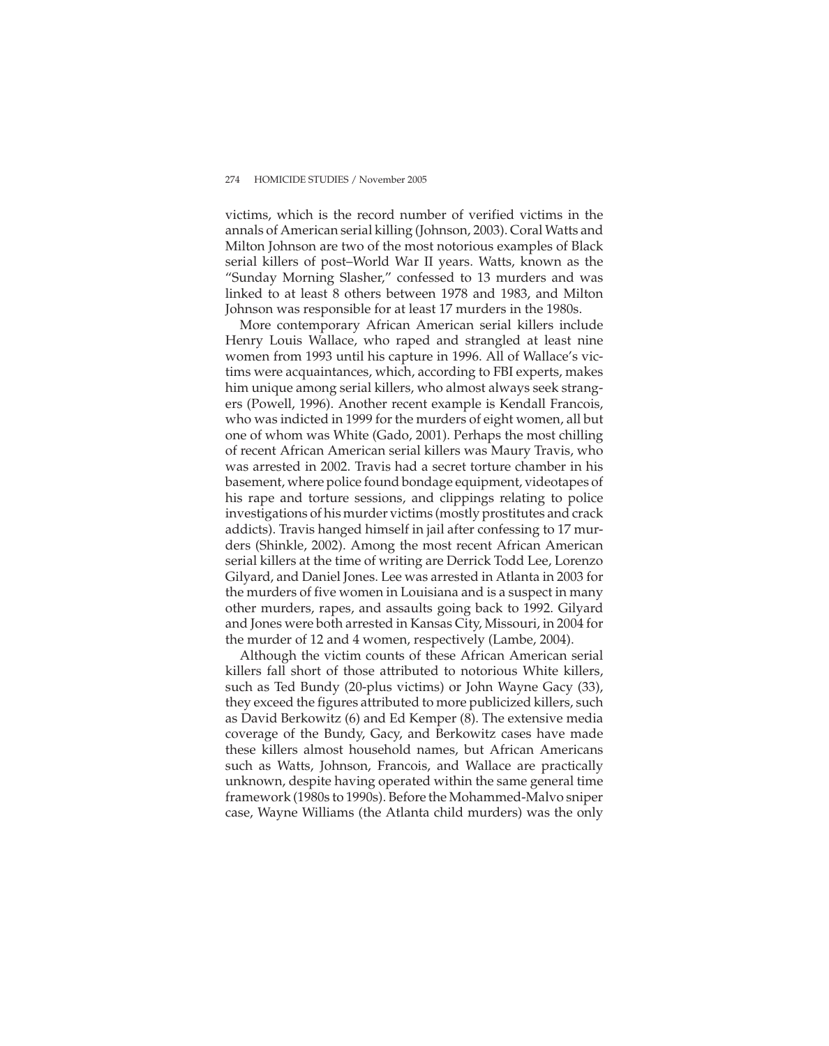victims, which is the record number of verified victims in the annals of American serial killing (Johnson, 2003). Coral Watts and Milton Johnson are two of the most notorious examples of Black serial killers of post–World War II years. Watts, known as the "Sunday Morning Slasher," confessed to 13 murders and was linked to at least 8 others between 1978 and 1983, and Milton Johnson was responsible for at least 17 murders in the 1980s.

More contemporary African American serial killers include Henry Louis Wallace, who raped and strangled at least nine women from 1993 until his capture in 1996. All of Wallace's victims were acquaintances, which, according to FBI experts, makes him unique among serial killers, who almost always seek strangers (Powell, 1996). Another recent example is Kendall Francois, who was indicted in 1999 for the murders of eight women, all but one of whom was White (Gado, 2001). Perhaps the most chilling of recent African American serial killers was Maury Travis, who was arrested in 2002. Travis had a secret torture chamber in his basement, where police found bondage equipment, videotapes of his rape and torture sessions, and clippings relating to police investigations of his murder victims (mostly prostitutes and crack addicts). Travis hanged himself in jail after confessing to 17 murders (Shinkle, 2002). Among the most recent African American serial killers at the time of writing are Derrick Todd Lee, Lorenzo Gilyard, and Daniel Jones. Lee was arrested in Atlanta in 2003 for the murders of five women in Louisiana and is a suspect in many other murders, rapes, and assaults going back to 1992. Gilyard and Jones were both arrested in Kansas City, Missouri, in 2004 for the murder of 12 and 4 women, respectively (Lambe, 2004).

Although the victim counts of these African American serial killers fall short of those attributed to notorious White killers, such as Ted Bundy (20-plus victims) or John Wayne Gacy (33), they exceed the figures attributed to more publicized killers, such as David Berkowitz (6) and Ed Kemper (8). The extensive media coverage of the Bundy, Gacy, and Berkowitz cases have made these killers almost household names, but African Americans such as Watts, Johnson, Francois, and Wallace are practically unknown, despite having operated within the same general time framework (1980s to 1990s). Before the Mohammed-Malvo sniper case, Wayne Williams (the Atlanta child murders) was the only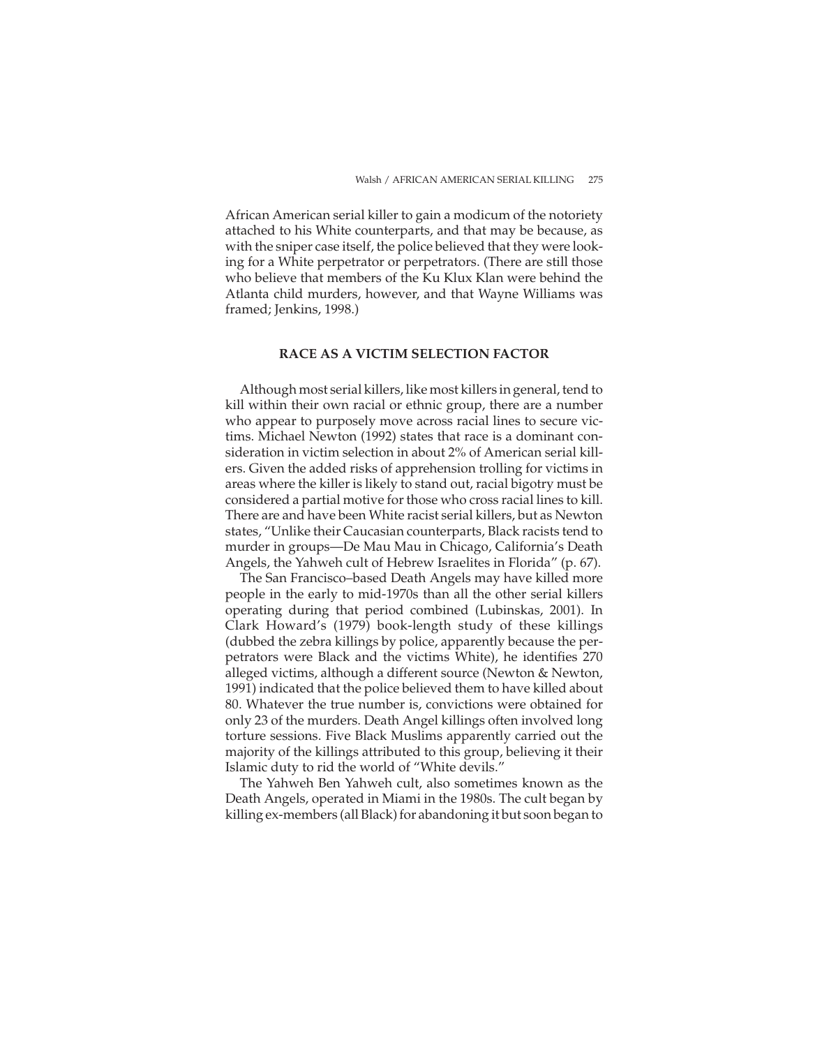African American serial killer to gain a modicum of the notoriety attached to his White counterparts, and that may be because, as with the sniper case itself, the police believed that they were looking for a White perpetrator or perpetrators. (There are still those who believe that members of the Ku Klux Klan were behind the Atlanta child murders, however, and that Wayne Williams was framed; Jenkins, 1998.)

## RACE AS A VICTIM SELECTION FACTOR

Although most serial killers, like most killers in general, tend to kill within their own racial or ethnic group, there are a number who appear to purposely move across racial lines to secure victims. Michael Newton (1992) states that race is a dominant consideration in victim selection in about 2% of American serial killers. Given the added risks of apprehension trolling for victims in areas where the killer is likely to stand out, racial bigotry must be considered a partial motive for those who cross racial lines to kill. There are and have been White racist serial killers, but as Newton states, "Unlike their Caucasian counterparts, Black racists tend to murder in groups—De Mau Mau in Chicago, California's Death Angels, the Yahweh cult of Hebrew Israelites in Florida" (p. 67).

The San Francisco–based Death Angels may have killed more people in the early to mid-1970s than all the other serial killers operating during that period combined (Lubinskas, 2001). In Clark Howard's (1979) book-length study of these killings (dubbed the zebra killings by police, apparently because the perpetrators were Black and the victims White), he identifies 270 alleged victims, although a different source (Newton & Newton, 1991) indicated that the police believed them to have killed about 80. Whatever the true number is, convictions were obtained for only 23 of the murders. Death Angel killings often involved long torture sessions. Five Black Muslims apparently carried out the majority of the killings attributed to this group, believing it their Islamic duty to rid the world of "White devils."

The Yahweh Ben Yahweh cult, also sometimes known as the Death Angels, operated in Miami in the 1980s. The cult began by killing ex-members (all Black) for abandoning it but soon began to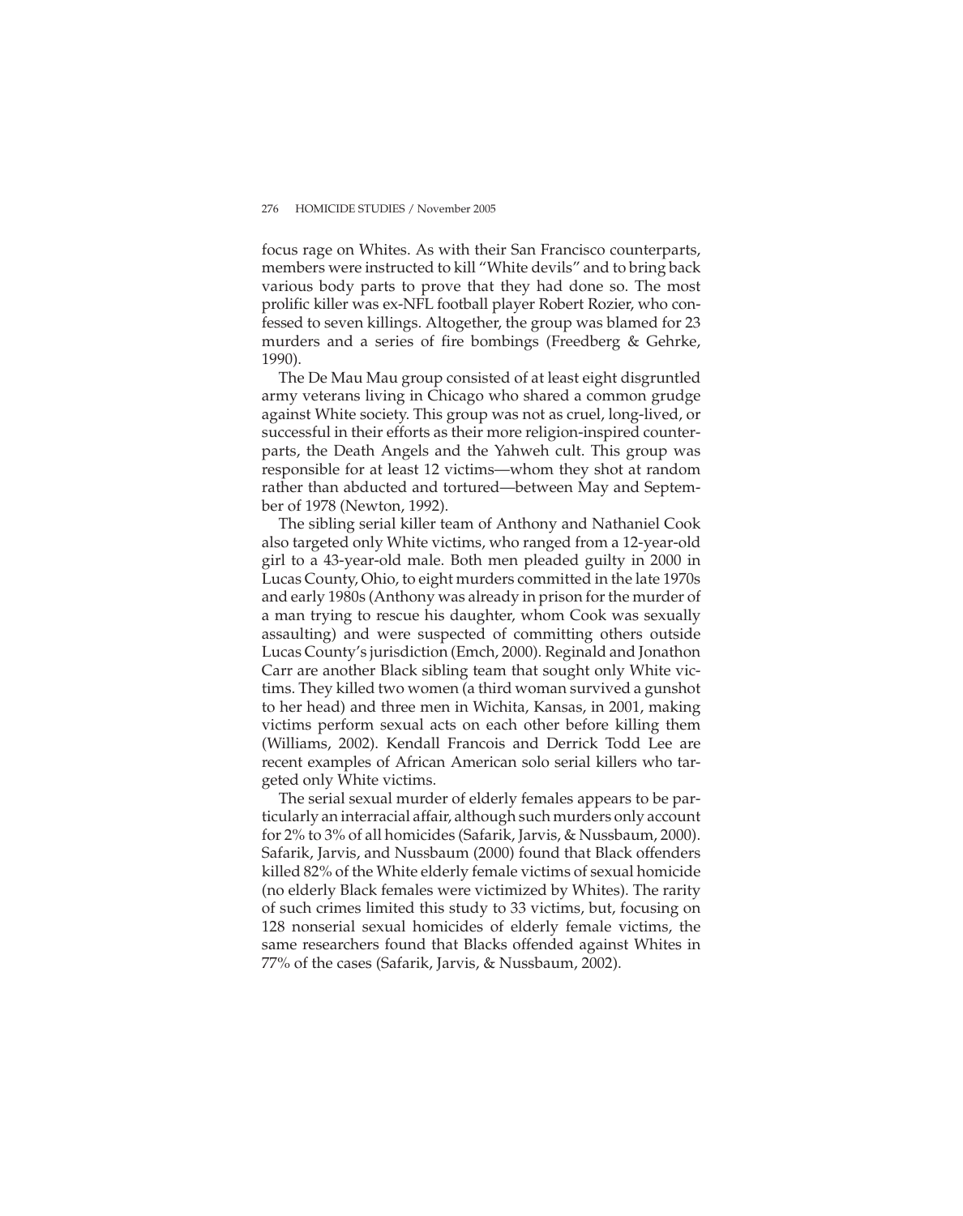focus rage on Whites. As with their San Francisco counterparts, members were instructed to kill "White devils" and to bring back various body parts to prove that they had done so. The most prolific killer was ex-NFL football player Robert Rozier, who confessed to seven killings. Altogether, the group was blamed for 23 murders and a series of fire bombings (Freedberg & Gehrke, 1990).

The De Mau Mau group consisted of at least eight disgruntled army veterans living in Chicago who shared a common grudge against White society. This group was not as cruel, long-lived, or successful in their efforts as their more religion-inspired counterparts, the Death Angels and the Yahweh cult. This group was responsible for at least 12 victims—whom they shot at random rather than abducted and tortured—between May and September of 1978 (Newton, 1992).

The sibling serial killer team of Anthony and Nathaniel Cook also targeted only White victims, who ranged from a 12-year-old girl to a 43-year-old male. Both men pleaded guilty in 2000 in Lucas County, Ohio, to eight murders committed in the late 1970s and early 1980s (Anthony was already in prison for the murder of a man trying to rescue his daughter, whom Cook was sexually assaulting) and were suspected of committing others outside Lucas County's jurisdiction (Emch, 2000). Reginald and Jonathon Carr are another Black sibling team that sought only White victims. They killed two women (a third woman survived a gunshot to her head) and three men in Wichita, Kansas, in 2001, making victims perform sexual acts on each other before killing them (Williams, 2002). Kendall Francois and Derrick Todd Lee are recent examples of African American solo serial killers who targeted only White victims.

The serial sexual murder of elderly females appears to be particularly an interracial affair, although such murders only account for 2% to 3% of all homicides (Safarik, Jarvis, & Nussbaum, 2000). Safarik, Jarvis, and Nussbaum (2000) found that Black offenders killed 82% of the White elderly female victims of sexual homicide (no elderly Black females were victimized by Whites). The rarity of such crimes limited this study to 33 victims, but, focusing on 128 nonserial sexual homicides of elderly female victims, the same researchers found that Blacks offended against Whites in 77% of the cases (Safarik, Jarvis, & Nussbaum, 2002).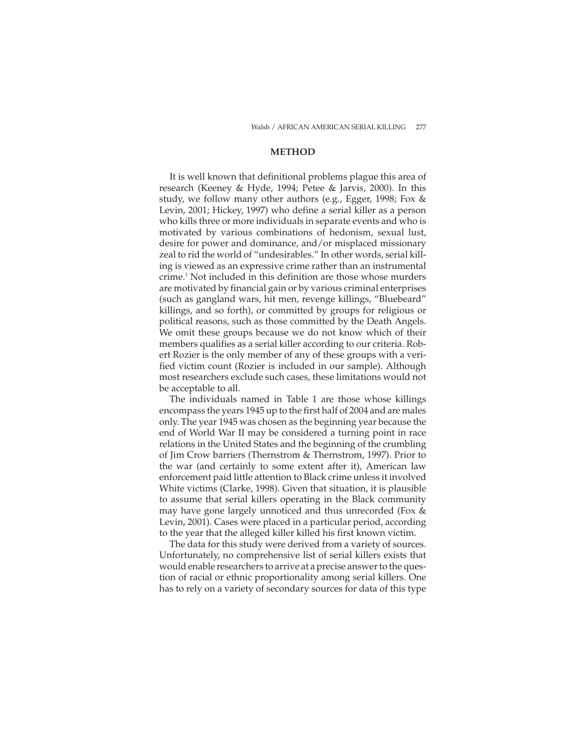## METHOD

It is well known that definitional problems plague this area of research (Keeney & Hyde, 1994; Petee & Jarvis, 2000). In this study, we follow many other authors (e.g., Egger, 1998; Fox & Levin, 2001; Hickey, 1997) who define a serial killer as a person who kills three or more individuals in separate events and who is motivated by various combinations of hedonism, sexual lust, desire for power and dominance, and/or misplaced missionary zeal to rid the world of "undesirables." In other words, serial killing is viewed as an expressive crime rather than an instrumental crime.[1] Not included in this definition are those whose murders are motivated by financial gain or by various criminal enterprises (such as gangland wars, hit men, revenge killings, "Bluebeard" killings, and so forth), or committed by groups for religious or political reasons, such as those committed by the Death Angels. We omit these groups because we do not know which of their members qualifies as a serial killer according to our criteria. Robert Rozier is the only member of any of these groups with a verified victim count (Rozier is included in our sample). Although most researchers exclude such cases, these limitations would not be acceptable to all.

The individuals named in Table 1 are those whose killings encompass the years 1945 up to the first half of 2004 and are males only. The year 1945 was chosen as the beginning year because the end of World War II may be considered a turning point in race relations in the United States and the beginning of the crumbling of Jim Crow barriers (Thernstrom & Thernstrom, 1997). Prior to the war (and certainly to some extent after it), American law enforcement paid little attention to Black crime unless it involved White victims (Clarke, 1998). Given that situation, it is plausible to assume that serial killers operating in the Black community may have gone largely unnoticed and thus unrecorded (Fox & Levin, 2001). Cases were placed in a particular period, according to the year that the alleged killer killed his first known victim.

The data for this study were derived from a variety of sources. Unfortunately, no comprehensive list of serial killers exists that would enable researchers to arrive at a precise answer to the question of racial or ethnic proportionality among serial killers. One has to rely on a variety of secondary sources for data of this type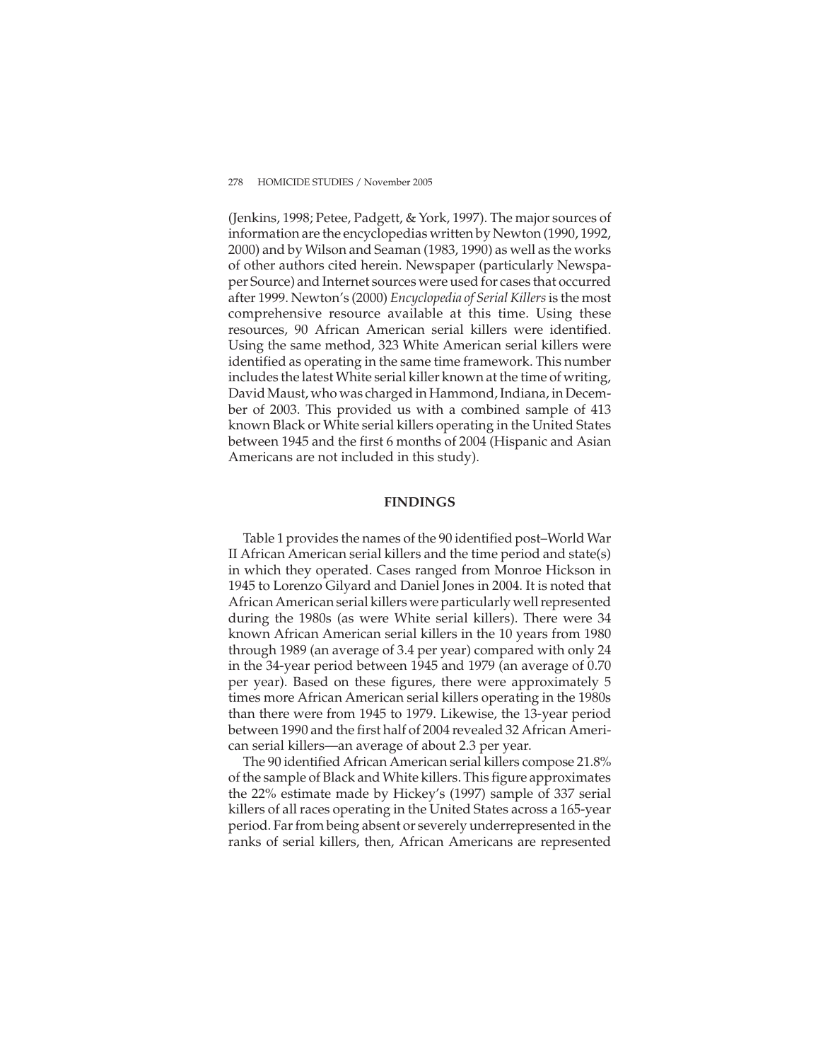(Jenkins, 1998; Petee, Padgett, & York, 1997). The major sources of information are the encyclopedias written by Newton (1990, 1992, 2000) and by Wilson and Seaman (1983, 1990) as well as the works of other authors cited herein. Newspaper (particularly Newspaper Source) and Internet sources were used for cases that occurred after 1999. Newton's (2000) *Encyclopedia of Serial Killers* is the most comprehensive resource available at this time. Using these resources, 90 African American serial killers were identified. Using the same method, 323 White American serial killers were identified as operating in the same time framework. This number includes the latest White serial killer known at the time of writing, David Maust, who was charged in Hammond, Indiana, in December of 2003. This provided us with a combined sample of 413 known Black or White serial killers operating in the United States between 1945 and the first 6 months of 2004 (Hispanic and Asian Americans are not included in this study).

## FINDINGS

Table 1 provides the names of the 90 identified post–World War II African American serial killers and the time period and state(s) in which they operated. Cases ranged from Monroe Hickson in 1945 to Lorenzo Gilyard and Daniel Jones in 2004. It is noted that African American serial killers were particularly well represented during the 1980s (as were White serial killers). There were 34 known African American serial killers in the 10 years from 1980 through 1989 (an average of 3.4 per year) compared with only 24 in the 34-year period between 1945 and 1979 (an average of 0.70 per year). Based on these figures, there were approximately 5 times more African American serial killers operating in the 1980s than there were from 1945 to 1979. Likewise, the 13-year period between 1990 and the first half of 2004 revealed 32 African American serial killers—an average of about 2.3 per year.

The 90 identified African American serial killers compose 21.8% of the sample of Black and White killers. This figure approximates the 22% estimate made by Hickey's (1997) sample of 337 serial killers of all races operating in the United States across a 165-year period. Far from being absent or severely underrepresented in the ranks of serial killers, then, African Americans are represented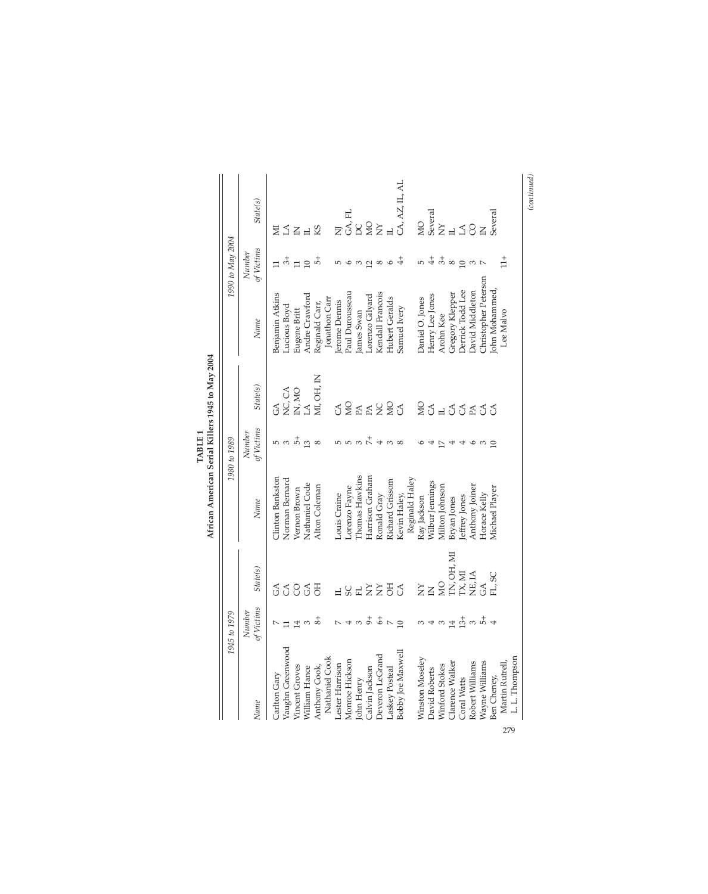**TABLE 1**
**African American Serial Killers 1945 to May 2004**

| 1945 to 1979 | | | 1980 to 1989 | | | 1990 to May 2004 | | |
|---|---|---|---|---|---|---|---|---|
| *Name* | *Number of Victims* | *State(s)* | *Name* | *Number of Victims* | *State(s)* | *Name* | *Number of Victims* | *State(s)* |
| Carlton Gary | 7 | GA | Clinton Bankston | 5 | GA | Benjamin Atkins | 11 | MI |
| Vaughn Greenwood | 11 | CA | Norman Bernard | 3 | NC, CA | Lucious Boyd | 3+ | LA |
| Vincent Groves | 14 | CO | Vernon Brown | 5+ | IN, MO | Eugene Britt | 11 | IN |
| William Hance | 3 | GA | Nathaniel Code | 13 | LA | Andre Crawford | 10 | IL |
| Anthony Cook, Nathaniel Cook | 8+ | OH | Alton Coleman | 8 | MI, OH, IN | Reginald Carr, Jonathon Carr | 5+ | KS |
| Lester Harrison | 7 | IL | Louis Craine | 5 | CA | Jerome Dennis | 5 | NJ |
| Monroe Hickson | 4 | SC | Lorenzo Fayne | 5 | MO | Paul Durousseau | 6 | GA, FL |
| John Henry | 3 | FL | Thomas Hawkins | 3 | PA | James Swan | 3 | DC |
| Calvin Jackson | 9+ | NY | Harrison Graham | 7+ | PA | Lorenzo Gilyard | 12 | MO |
| Deveron LeGrand | 6+ | NY | Ronald Gray | 4 | NC | Kendall Francois | 8 | NY |
| Laskey Posteal | 7 | OH | Richard Grissom | 3 | MO | Hubert Geralds | 6 | IL |
| Bobby Joe Maxwell | 10 | CA | Kevin Haley, Reginald Haley | 8 | CA | Samuel Ivery | 4+ | CA, AZ, IL, AL |
| Winston Moseley | 3 | NY | Ray Jackson | 6 | MO | Daniel O. Jones | 5 | MO |
| David Roberts | 4 | IN | Wilbur Jennings | 4 | CA | Henry Lee Jones | 4+ | Several |
| Winford Stokes | 3 | MO | Milton Johnson | 17 | IL | Arohn Kee | 3+ | NY |
| Clarence Walker | 14 | TN, OH, MI | Bryan Jones | 4 | CA | Gregory Klepper | 8 | IL |
| Coral Watts | 13+ | TX, MI | Jeffrey Jones | 4 | CA | Derrick Todd Lee | 10 | LA |
| Robert Williams | 3 | NE, IA | Anthony Joiner | 6 | PA | David Middleton | 3 | CO |
| Wayne Williams | 5+ | GA | Horace Kelly | 3 | CA | Christopher Peterson | 7 | IN |
| Ben Cheney, Martin Rutrell, L. L. Thompson | 4 | FL, SC | Michael Player | 10 | CA | John Mohammed, Lee Malvo | 11+ | Several |

*(continued)*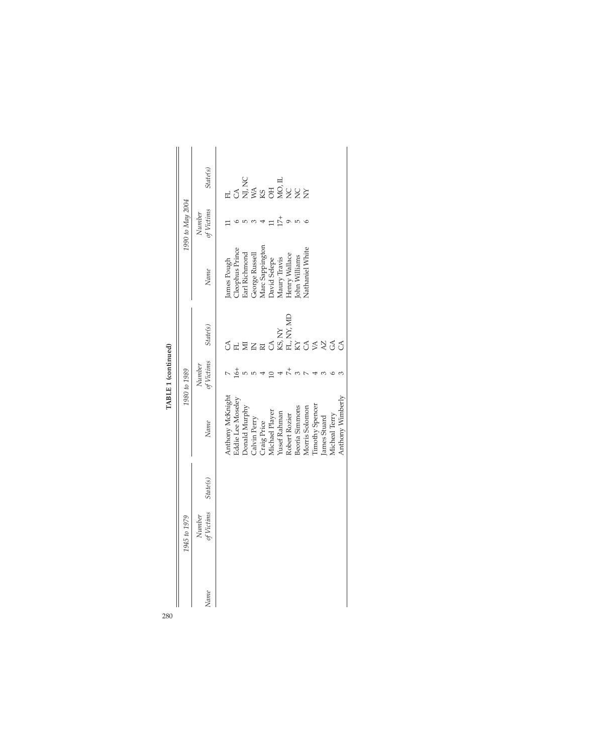**TABLE 1 (continued)**

| 1945 to 1979 | | | 1980 to 1989 | | | 1990 to May 2004 | | |
|---|---|---|---|---|---|---|---|---|
| *Name* | *Number of Victims* | *State(s)* | *Name* | *Number of Victims* | *State(s)* | *Name* | *Number of Victims* | *State(s)* |
| | | | Anthony McKnight | 7 | CA | James Pough | 11 | FL |
| | | | Eddie Lee Moseley | 16+ | FL | Cleophus Prince | 6 | CA |
| | | | Donald Murphy | 5 | MI | Earl Richmond | 5 | NJ, NC |
| | | | Calvin Perry | 5 | IN | George Russell | 3 | WA |
| | | | Craig Price | 4 | RI | Marc Sappington | 4 | KS |
| | | | Michael Player | 10 | CA | David Selepe | 11 | OH |
| | | | Yusef Rahman | 4 | KS, NY | Maury Travis | 17+ | MO, IL |
| | | | Robert Rozier | 7+ | FL, NY, MD | Henry Wallace | 9 | NC |
| | | | Beoria Simmons | 3 | KY | John Williams | 5 | NC |
| | | | Morris Solomon | 7 | CA | Nathaniel White | 6 | NY |
| | | | Timothy Spencer | 4 | VA | | | |
| | | | James Stuard | 3 | AZ | | | |
| | | | Micheal Terry | 6 | GA | | | |
| | | | Anthony Wimberly | 3 | CA | | | |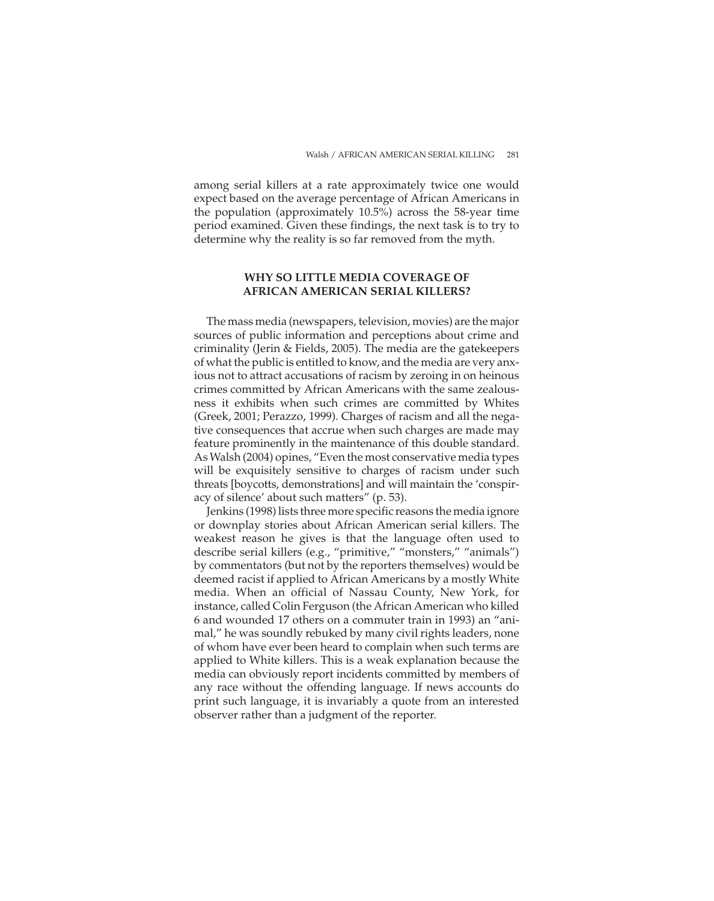among serial killers at a rate approximately twice one would expect based on the average percentage of African Americans in the population (approximately 10.5%) across the 58-year time period examined. Given these findings, the next task is to try to determine why the reality is so far removed from the myth.

## WHY SO LITTLE MEDIA COVERAGE OF AFRICAN AMERICAN SERIAL KILLERS?

The mass media (newspapers, television, movies) are the major sources of public information and perceptions about crime and criminality (Jerin & Fields, 2005). The media are the gatekeepers of what the public is entitled to know, and the media are very anxious not to attract accusations of racism by zeroing in on heinous crimes committed by African Americans with the same zealousness it exhibits when such crimes are committed by Whites (Greek, 2001; Perazzo, 1999). Charges of racism and all the negative consequences that accrue when such charges are made may feature prominently in the maintenance of this double standard. As Walsh (2004) opines, "Even the most conservative media types will be exquisitely sensitive to charges of racism under such threats [boycotts, demonstrations] and will maintain the 'conspiracy of silence' about such matters" (p. 53).

Jenkins (1998) lists three more specific reasons the media ignore or downplay stories about African American serial killers. The weakest reason he gives is that the language often used to describe serial killers (e.g., "primitive," "monsters," "animals") by commentators (but not by the reporters themselves) would be deemed racist if applied to African Americans by a mostly White media. When an official of Nassau County, New York, for instance, called Colin Ferguson (the African American who killed 6 and wounded 17 others on a commuter train in 1993) an "animal," he was soundly rebuked by many civil rights leaders, none of whom have ever been heard to complain when such terms are applied to White killers. This is a weak explanation because the media can obviously report incidents committed by members of any race without the offending language. If news accounts do print such language, it is invariably a quote from an interested observer rather than a judgment of the reporter.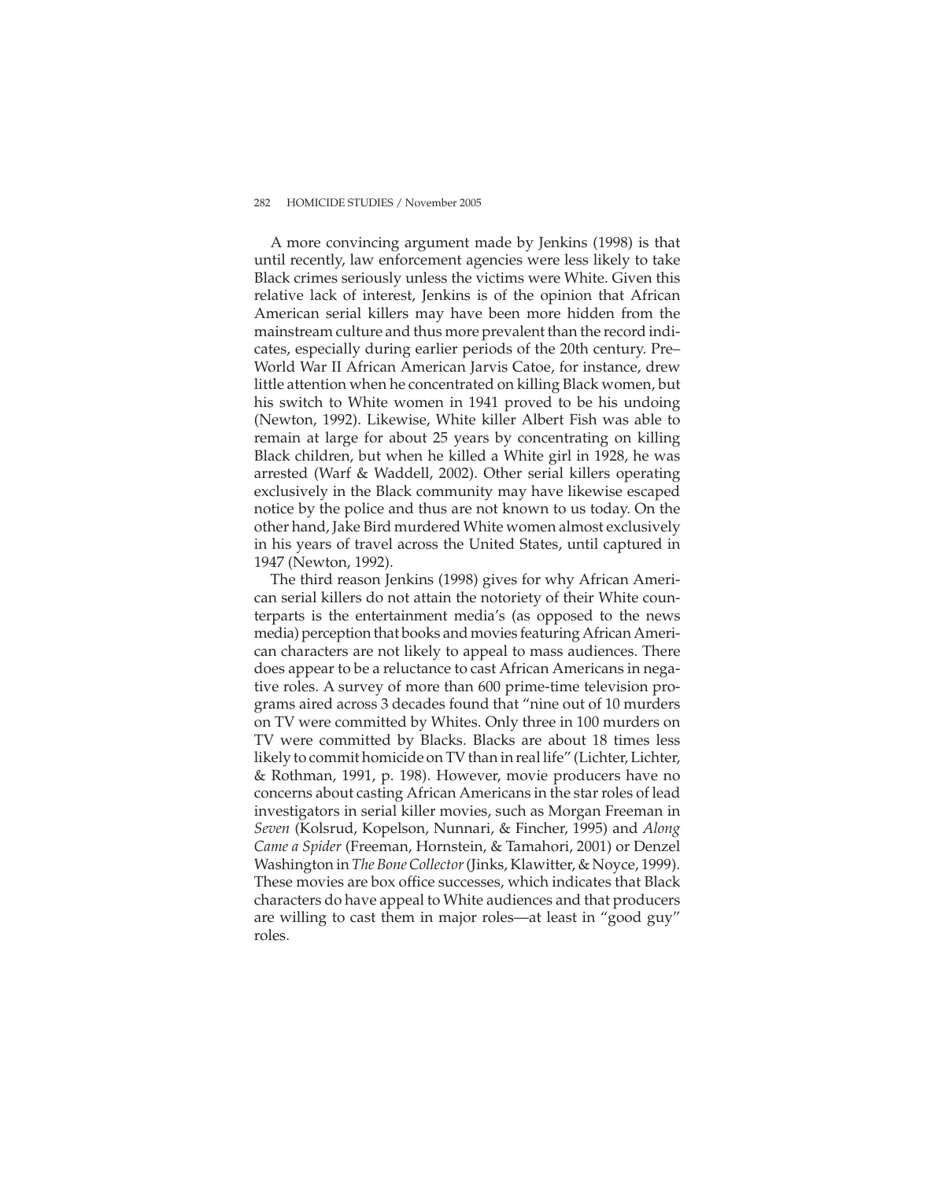A more convincing argument made by Jenkins (1998) is that until recently, law enforcement agencies were less likely to take Black crimes seriously unless the victims were White. Given this relative lack of interest, Jenkins is of the opinion that African American serial killers may have been more hidden from the mainstream culture and thus more prevalent than the record indicates, especially during earlier periods of the 20th century. Pre–World War II African American Jarvis Catoe, for instance, drew little attention when he concentrated on killing Black women, but his switch to White women in 1941 proved to be his undoing (Newton, 1992). Likewise, White killer Albert Fish was able to remain at large for about 25 years by concentrating on killing Black children, but when he killed a White girl in 1928, he was arrested (Warf & Waddell, 2002). Other serial killers operating exclusively in the Black community may have likewise escaped notice by the police and thus are not known to us today. On the other hand, Jake Bird murdered White women almost exclusively in his years of travel across the United States, until captured in 1947 (Newton, 1992).

The third reason Jenkins (1998) gives for why African American serial killers do not attain the notoriety of their White counterparts is the entertainment media's (as opposed to the news media) perception that books and movies featuring African American characters are not likely to appeal to mass audiences. There does appear to be a reluctance to cast African Americans in negative roles. A survey of more than 600 prime-time television programs aired across 3 decades found that "nine out of 10 murders on TV were committed by Whites. Only three in 100 murders on TV were committed by Blacks. Blacks are about 18 times less likely to commit homicide on TV than in real life" (Lichter, Lichter, & Rothman, 1991, p. 198). However, movie producers have no concerns about casting African Americans in the star roles of lead investigators in serial killer movies, such as Morgan Freeman in *Seven* (Kolsrud, Kopelson, Nunnari, & Fincher, 1995) and *Along Came a Spider* (Freeman, Hornstein, & Tamahori, 2001) or Denzel Washington in *The Bone Collector* (Jinks, Klawitter, & Noyce, 1999). These movies are box office successes, which indicates that Black characters do have appeal to White audiences and that producers are willing to cast them in major roles—at least in "good guy" roles.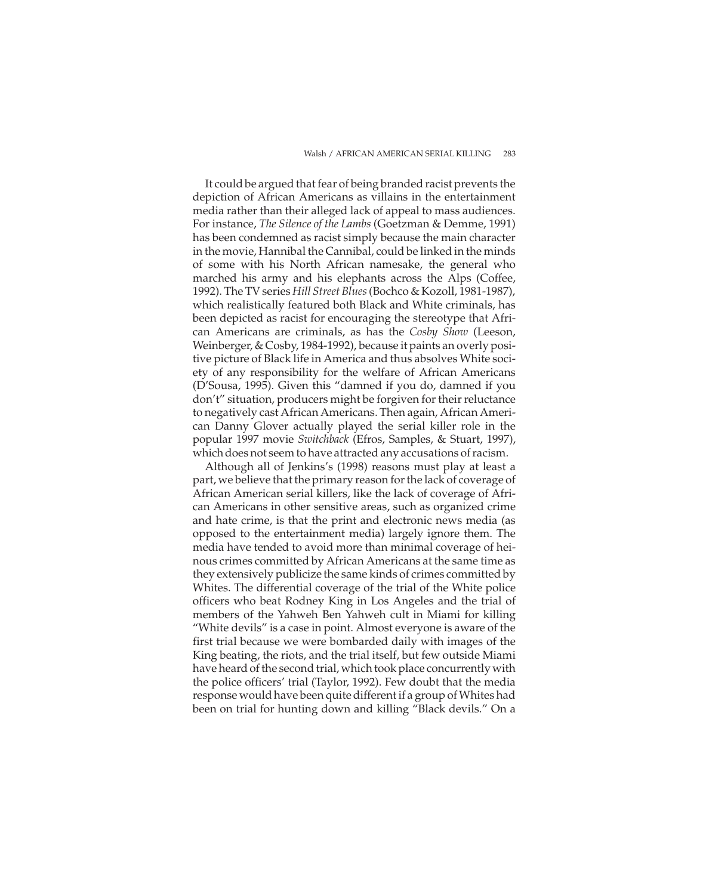It could be argued that fear of being branded racist prevents the depiction of African Americans as villains in the entertainment media rather than their alleged lack of appeal to mass audiences. For instance, *The Silence of the Lambs* (Goetzman & Demme, 1991) has been condemned as racist simply because the main character in the movie, Hannibal the Cannibal, could be linked in the minds of some with his North African namesake, the general who marched his army and his elephants across the Alps (Coffee, 1992). The TV series *Hill Street Blues* (Bochco & Kozoll, 1981-1987), which realistically featured both Black and White criminals, has been depicted as racist for encouraging the stereotype that African Americans are criminals, as has the *Cosby Show* (Leeson, Weinberger, & Cosby, 1984-1992), because it paints an overly positive picture of Black life in America and thus absolves White society of any responsibility for the welfare of African Americans (D'Sousa, 1995). Given this "damned if you do, damned if you don't" situation, producers might be forgiven for their reluctance to negatively cast African Americans. Then again, African American Danny Glover actually played the serial killer role in the popular 1997 movie *Switchback* (Efros, Samples, & Stuart, 1997), which does not seem to have attracted any accusations of racism.

Although all of Jenkins's (1998) reasons must play at least a part, we believe that the primary reason for the lack of coverage of African American serial killers, like the lack of coverage of African Americans in other sensitive areas, such as organized crime and hate crime, is that the print and electronic news media (as opposed to the entertainment media) largely ignore them. The media have tended to avoid more than minimal coverage of heinous crimes committed by African Americans at the same time as they extensively publicize the same kinds of crimes committed by Whites. The differential coverage of the trial of the White police officers who beat Rodney King in Los Angeles and the trial of members of the Yahweh Ben Yahweh cult in Miami for killing "White devils" is a case in point. Almost everyone is aware of the first trial because we were bombarded daily with images of the King beating, the riots, and the trial itself, but few outside Miami have heard of the second trial, which took place concurrently with the police officers' trial (Taylor, 1992). Few doubt that the media response would have been quite different if a group of Whites had been on trial for hunting down and killing "Black devils." On a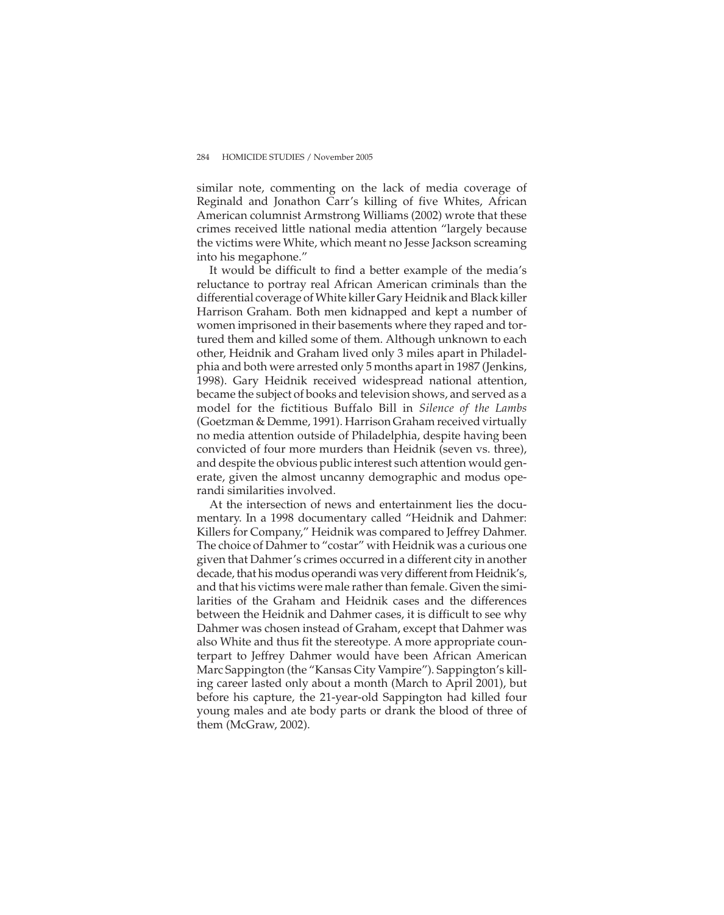similar note, commenting on the lack of media coverage of Reginald and Jonathon Carr's killing of five Whites, African American columnist Armstrong Williams (2002) wrote that these crimes received little national media attention "largely because the victims were White, which meant no Jesse Jackson screaming into his megaphone."

It would be difficult to find a better example of the media's reluctance to portray real African American criminals than the differential coverage of White killer Gary Heidnik and Black killer Harrison Graham. Both men kidnapped and kept a number of women imprisoned in their basements where they raped and tortured them and killed some of them. Although unknown to each other, Heidnik and Graham lived only 3 miles apart in Philadelphia and both were arrested only 5 months apart in 1987 (Jenkins, 1998). Gary Heidnik received widespread national attention, became the subject of books and television shows, and served as a model for the fictitious Buffalo Bill in *Silence of the Lambs* (Goetzman & Demme, 1991). Harrison Graham received virtually no media attention outside of Philadelphia, despite having been convicted of four more murders than Heidnik (seven vs. three), and despite the obvious public interest such attention would generate, given the almost uncanny demographic and modus operandi similarities involved.

At the intersection of news and entertainment lies the documentary. In a 1998 documentary called "Heidnik and Dahmer: Killers for Company," Heidnik was compared to Jeffrey Dahmer. The choice of Dahmer to "costar" with Heidnik was a curious one given that Dahmer's crimes occurred in a different city in another decade, that his modus operandi was very different from Heidnik's, and that his victims were male rather than female. Given the similarities of the Graham and Heidnik cases and the differences between the Heidnik and Dahmer cases, it is difficult to see why Dahmer was chosen instead of Graham, except that Dahmer was also White and thus fit the stereotype. A more appropriate counterpart to Jeffrey Dahmer would have been African American Marc Sappington (the "Kansas City Vampire"). Sappington's killing career lasted only about a month (March to April 2001), but before his capture, the 21-year-old Sappington had killed four young males and ate body parts or drank the blood of three of them (McGraw, 2002).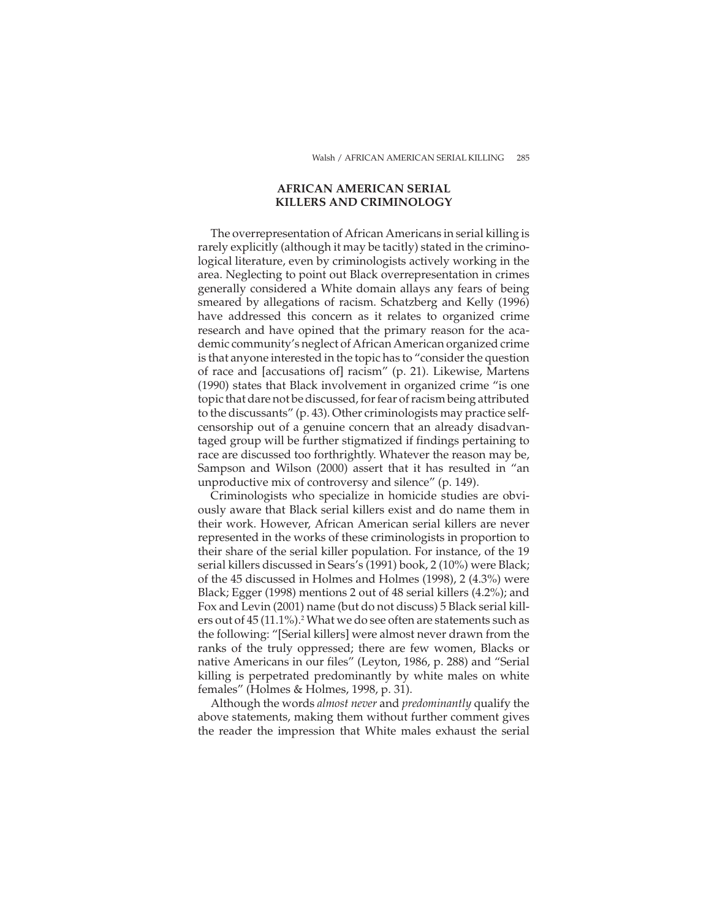## AFRICAN AMERICAN SERIAL KILLERS AND CRIMINOLOGY

The overrepresentation of African Americans in serial killing is rarely explicitly (although it may be tacitly) stated in the criminological literature, even by criminologists actively working in the area. Neglecting to point out Black overrepresentation in crimes generally considered a White domain allays any fears of being smeared by allegations of racism. Schatzberg and Kelly (1996) have addressed this concern as it relates to organized crime research and have opined that the primary reason for the academic community's neglect of African American organized crime is that anyone interested in the topic has to "consider the question of race and [accusations of] racism" (p. 21). Likewise, Martens (1990) states that Black involvement in organized crime "is one topic that dare not be discussed, for fear of racism being attributed to the discussants" (p. 43). Other criminologists may practice self-censorship out of a genuine concern that an already disadvantaged group will be further stigmatized if findings pertaining to race are discussed too forthrightly. Whatever the reason may be, Sampson and Wilson (2000) assert that it has resulted in "an unproductive mix of controversy and silence" (p. 149).

Criminologists who specialize in homicide studies are obviously aware that Black serial killers exist and do name them in their work. However, African American serial killers are never represented in the works of these criminologists in proportion to their share of the serial killer population. For instance, of the 19 serial killers discussed in Sears's (1991) book, 2 (10%) were Black; of the 45 discussed in Holmes and Holmes (1998), 2 (4.3%) were Black; Egger (1998) mentions 2 out of 48 serial killers (4.2%); and Fox and Levin (2001) name (but do not discuss) 5 Black serial killers out of 45 (11.1%).[2] What we do see often are statements such as the following: "[Serial killers] were almost never drawn from the ranks of the truly oppressed; there are few women, Blacks or native Americans in our files" (Leyton, 1986, p. 288) and "Serial killing is perpetrated predominantly by white males on white females" (Holmes & Holmes, 1998, p. 31).

Although the words *almost never* and *predominantly* qualify the above statements, making them without further comment gives the reader the impression that White males exhaust the serial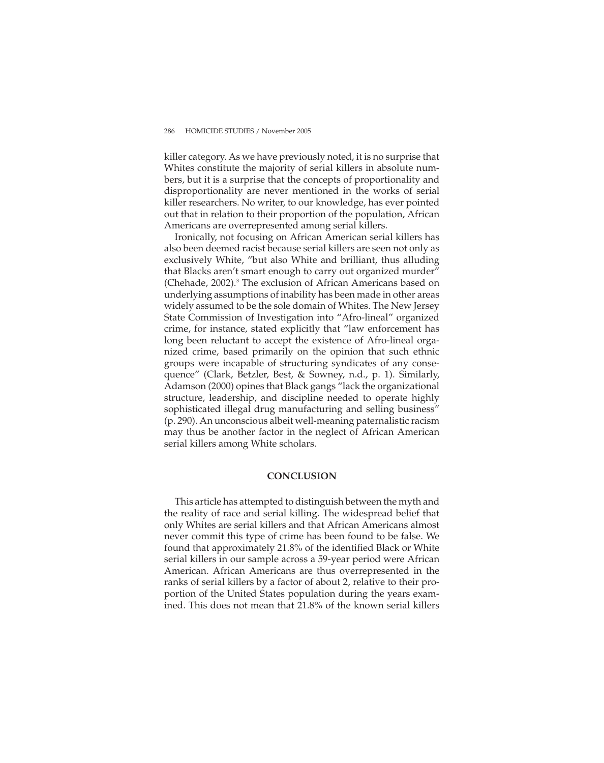killer category. As we have previously noted, it is no surprise that Whites constitute the majority of serial killers in absolute numbers, but it is a surprise that the concepts of proportionality and disproportionality are never mentioned in the works of serial killer researchers. No writer, to our knowledge, has ever pointed out that in relation to their proportion of the population, African Americans are overrepresented among serial killers.

Ironically, not focusing on African American serial killers has also been deemed racist because serial killers are seen not only as exclusively White, "but also White and brilliant, thus alluding that Blacks aren't smart enough to carry out organized murder" (Chehade, 2002).[3] The exclusion of African Americans based on underlying assumptions of inability has been made in other areas widely assumed to be the sole domain of Whites. The New Jersey State Commission of Investigation into "Afro-lineal" organized crime, for instance, stated explicitly that "law enforcement has long been reluctant to accept the existence of Afro-lineal organized crime, based primarily on the opinion that such ethnic groups were incapable of structuring syndicates of any consequence" (Clark, Betzler, Best, & Sowney, n.d., p. 1). Similarly, Adamson (2000) opines that Black gangs "lack the organizational structure, leadership, and discipline needed to operate highly sophisticated illegal drug manufacturing and selling business" (p. 290). An unconscious albeit well-meaning paternalistic racism may thus be another factor in the neglect of African American serial killers among White scholars.

## CONCLUSION

This article has attempted to distinguish between the myth and the reality of race and serial killing. The widespread belief that only Whites are serial killers and that African Americans almost never commit this type of crime has been found to be false. We found that approximately 21.8% of the identified Black or White serial killers in our sample across a 59-year period were African American. African Americans are thus overrepresented in the ranks of serial killers by a factor of about 2, relative to their proportion of the United States population during the years examined. This does not mean that 21.8% of the known serial killers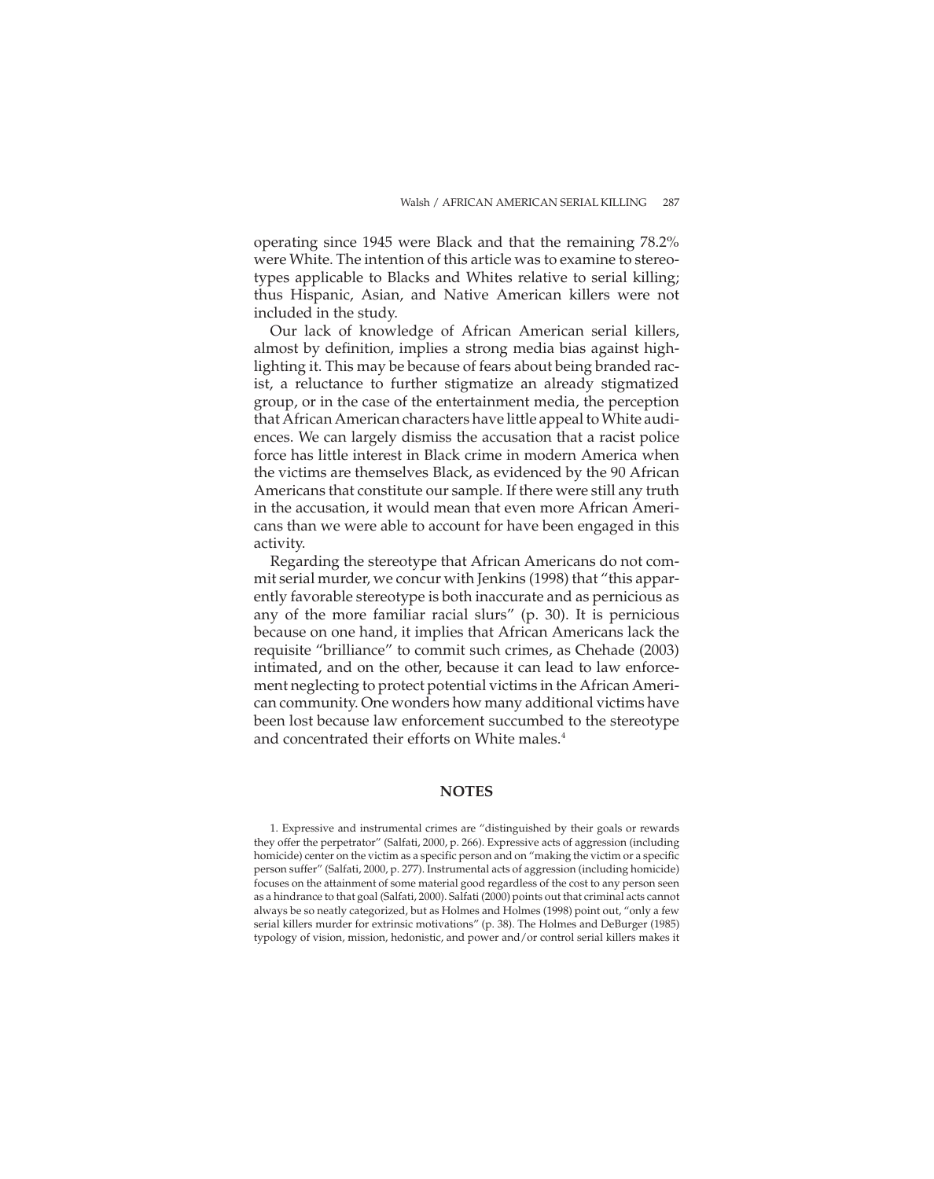operating since 1945 were Black and that the remaining 78.2% were White. The intention of this article was to examine to stereotypes applicable to Blacks and Whites relative to serial killing; thus Hispanic, Asian, and Native American killers were not included in the study.

Our lack of knowledge of African American serial killers, almost by definition, implies a strong media bias against highlighting it. This may be because of fears about being branded racist, a reluctance to further stigmatize an already stigmatized group, or in the case of the entertainment media, the perception that African American characters have little appeal to White audiences. We can largely dismiss the accusation that a racist police force has little interest in Black crime in modern America when the victims are themselves Black, as evidenced by the 90 African Americans that constitute our sample. If there were still any truth in the accusation, it would mean that even more African Americans than we were able to account for have been engaged in this activity.

Regarding the stereotype that African Americans do not commit serial murder, we concur with Jenkins (1998) that "this apparently favorable stereotype is both inaccurate and as pernicious as any of the more familiar racial slurs" (p. 30). It is pernicious because on one hand, it implies that African Americans lack the requisite "brilliance" to commit such crimes, as Chehade (2003) intimated, and on the other, because it can lead to law enforcement neglecting to protect potential victims in the African American community. One wonders how many additional victims have been lost because law enforcement succumbed to the stereotype and concentrated their efforts on White males.[4]

## NOTES

1. Expressive and instrumental crimes are "distinguished by their goals or rewards they offer the perpetrator" (Salfati, 2000, p. 266). Expressive acts of aggression (including homicide) center on the victim as a specific person and on "making the victim or a specific person suffer" (Salfati, 2000, p. 277). Instrumental acts of aggression (including homicide) focuses on the attainment of some material good regardless of the cost to any person seen as a hindrance to that goal (Salfati, 2000). Salfati (2000) points out that criminal acts cannot always be so neatly categorized, but as Holmes and Holmes (1998) point out, "only a few serial killers murder for extrinsic motivations" (p. 38). The Holmes and DeBurger (1985) typology of vision, mission, hedonistic, and power and/or control serial killers makes it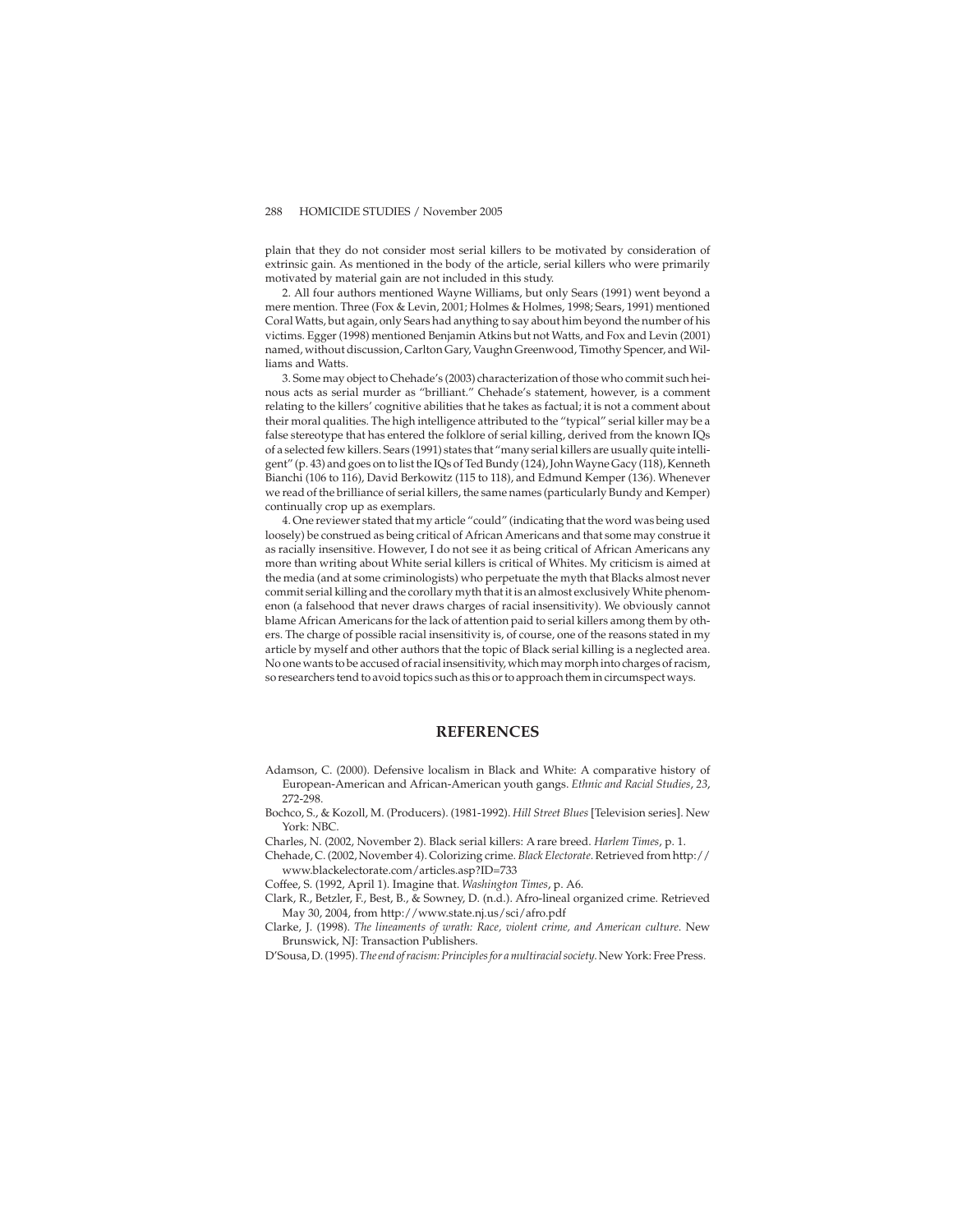plain that they do not consider most serial killers to be motivated by consideration of extrinsic gain. As mentioned in the body of the article, serial killers who were primarily motivated by material gain are not included in this study.

2. All four authors mentioned Wayne Williams, but only Sears (1991) went beyond a mere mention. Three (Fox & Levin, 2001; Holmes & Holmes, 1998; Sears, 1991) mentioned Coral Watts, but again, only Sears had anything to say about him beyond the number of his victims. Egger (1998) mentioned Benjamin Atkins but not Watts, and Fox and Levin (2001) named, without discussion, Carlton Gary, Vaughn Greenwood, Timothy Spencer, and Williams and Watts.

3. Some may object to Chehade's (2003) characterization of those who commit such heinous acts as serial murder as "brilliant." Chehade's statement, however, is a comment relating to the killers' cognitive abilities that he takes as factual; it is not a comment about their moral qualities. The high intelligence attributed to the "typical" serial killer may be a false stereotype that has entered the folklore of serial killing, derived from the known IQs of a selected few killers. Sears (1991) states that "many serial killers are usually quite intelligent" (p. 43) and goes on to list the IQs of Ted Bundy (124), John Wayne Gacy (118), Kenneth Bianchi (106 to 116), David Berkowitz (115 to 118), and Edmund Kemper (136). Whenever we read of the brilliance of serial killers, the same names (particularly Bundy and Kemper) continually crop up as exemplars.

4. One reviewer stated that my article "could" (indicating that the word was being used loosely) be construed as being critical of African Americans and that some may construe it as racially insensitive. However, I do not see it as being critical of African Americans any more than writing about White serial killers is critical of Whites. My criticism is aimed at the media (and at some criminologists) who perpetuate the myth that Blacks almost never commit serial killing and the corollary myth that it is an almost exclusively White phenomenon (a falsehood that never draws charges of racial insensitivity). We obviously cannot blame African Americans for the lack of attention paid to serial killers among them by others. The charge of possible racial insensitivity is, of course, one of the reasons stated in my article by myself and other authors that the topic of Black serial killing is a neglected area. No one wants to be accused of racial insensitivity, which may morph into charges of racism, so researchers tend to avoid topics such as this or to approach them in circumspect ways.

## REFERENCES

Adamson, C. (2000). Defensive localism in Black and White: A comparative history of European-American and African-American youth gangs. *Ethnic and Racial Studies*, *23*, 272-298.

Bochco, S., & Kozoll, M. (Producers). (1981-1992). *Hill Street Blues* [Television series]. New York: NBC.

Charles, N. (2002, November 2). Black serial killers: A rare breed. *Harlem Times*, p. 1.

Chehade, C. (2002, November 4). Colorizing crime. *Black Electorate*. Retrieved from http://www.blackelectorate.com/articles.asp?ID=733

Coffee, S. (1992, April 1). Imagine that. *Washington Times*, p. A6.

Clark, R., Betzler, F., Best, B., & Sowney, D. (n.d.). Afro-lineal organized crime. Retrieved May 30, 2004, from http://www.state.nj.us/sci/afro.pdf

Clarke, J. (1998). *The lineaments of wrath: Race, violent crime, and American culture*. New Brunswick, NJ: Transaction Publishers.

D'Sousa, D. (1995). *The end of racism: Principles for a multiracial society*. New York: Free Press.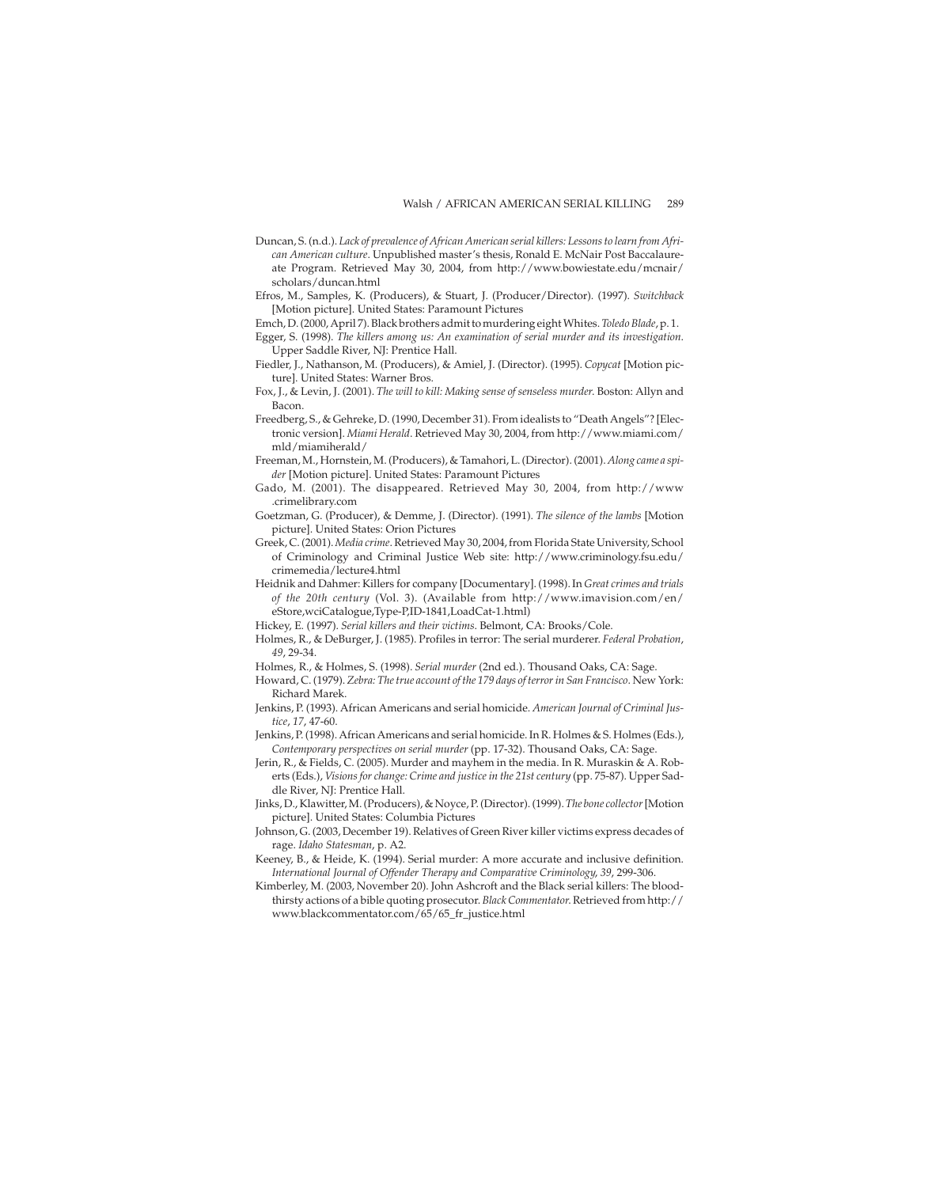Duncan, S. (n.d.). *Lack of prevalence of African American serial killers: Lessons to learn from African American culture*. Unpublished master's thesis, Ronald E. McNair Post Baccalaureate Program. Retrieved May 30, 2004, from http://www.bowiestate.edu/mcnair/scholars/duncan.html

Efros, M., Samples, K. (Producers), & Stuart, J. (Producer/Director). (1997). *Switchback* [Motion picture]. United States: Paramount Pictures

Emch, D. (2000, April 7). Black brothers admit to murdering eight Whites. *Toledo Blade*, p. 1.

Egger, S. (1998). *The killers among us: An examination of serial murder and its investigation*. Upper Saddle River, NJ: Prentice Hall.

Fiedler, J., Nathanson, M. (Producers), & Amiel, J. (Director). (1995). *Copycat* [Motion picture]. United States: Warner Bros.

Fox, J., & Levin, J. (2001). *The will to kill: Making sense of senseless murder*. Boston: Allyn and Bacon.

Freedberg, S., & Gehreke, D. (1990, December 31). From idealists to "Death Angels"? [Electronic version]. *Miami Herald*. Retrieved May 30, 2004, from http://www.miami.com/mld/miamiherald/

Freeman, M., Hornstein, M. (Producers), & Tamahori, L. (Director). (2001). *Along came a spider* [Motion picture]. United States: Paramount Pictures

Gado, M. (2001). The disappeared. Retrieved May 30, 2004, from http://www.crimelibrary.com

Goetzman, G. (Producer), & Demme, J. (Director). (1991). *The silence of the lambs* [Motion picture]. United States: Orion Pictures

Greek, C. (2001). *Media crime*. Retrieved May 30, 2004, from Florida State University, School of Criminology and Criminal Justice Web site: http://www.criminology.fsu.edu/crimemedia/lecture4.html

Heidnik and Dahmer: Killers for company [Documentary]. (1998). In *Great crimes and trials of the 20th century* (Vol. 3). (Available from http://www.imavision.com/en/eStore,wciCatalogue,Type-P,ID-1841,LoadCat-1.html)

Hickey, E. (1997). *Serial killers and their victims*. Belmont, CA: Brooks/Cole.

Holmes, R., & DeBurger, J. (1985). Profiles in terror: The serial murderer. *Federal Probation*, *49*, 29-34.

Holmes, R., & Holmes, S. (1998). *Serial murder* (2nd ed.). Thousand Oaks, CA: Sage.

Howard, C. (1979). *Zebra: The true account of the 179 days of terror in San Francisco*. New York: Richard Marek.

Jenkins, P. (1993). African Americans and serial homicide. *American Journal of Criminal Justice*, *17*, 47-60.

Jenkins, P. (1998). African Americans and serial homicide. In R. Holmes & S. Holmes (Eds.), *Contemporary perspectives on serial murder* (pp. 17-32). Thousand Oaks, CA: Sage.

Jerin, R., & Fields, C. (2005). Murder and mayhem in the media. In R. Muraskin & A. Roberts (Eds.), *Visions for change: Crime and justice in the 21st century* (pp. 75-87). Upper Saddle River, NJ: Prentice Hall.

Jinks, D., Klawitter, M. (Producers), & Noyce, P. (Director). (1999). *The bone collector* [Motion picture]. United States: Columbia Pictures

Johnson, G. (2003, December 19). Relatives of Green River killer victims express decades of rage. *Idaho Statesman*, p. A2.

Keeney, B., & Heide, K. (1994). Serial murder: A more accurate and inclusive definition. *International Journal of Offender Therapy and Comparative Criminology*, *39*, 299-306.

Kimberley, M. (2003, November 20). John Ashcroft and the Black serial killers: The bloodthirsty actions of a bible quoting prosecutor. *Black Commentator*. Retrieved from http://www.blackcommentator.com/65/65_fr_justice.html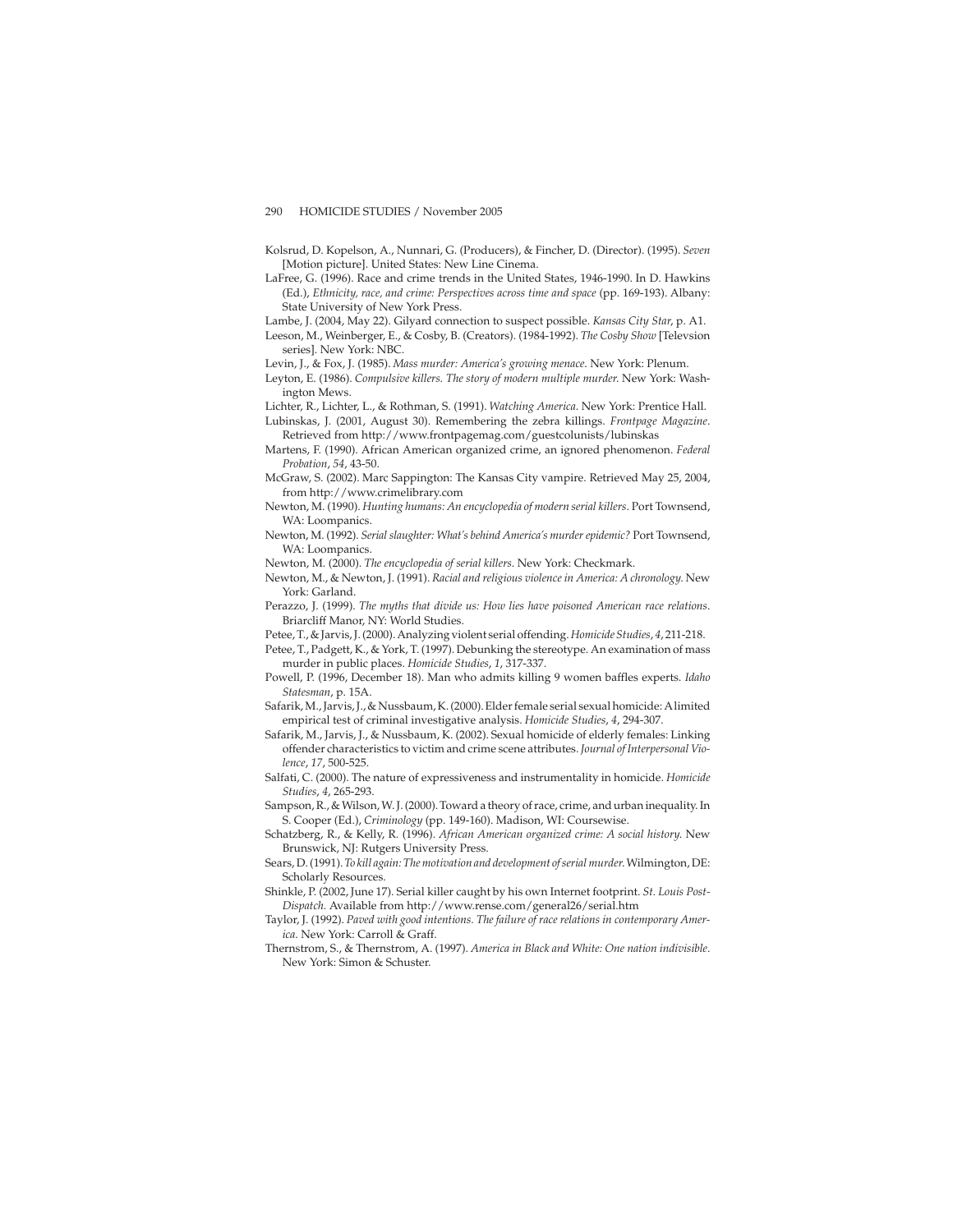Kolsrud, D. Kopelson, A., Nunnari, G. (Producers), & Fincher, D. (Director). (1995). *Seven* [Motion picture]. United States: New Line Cinema.

LaFree, G. (1996). Race and crime trends in the United States, 1946-1990. In D. Hawkins (Ed.), *Ethnicity, race, and crime: Perspectives across time and space* (pp. 169-193). Albany: State University of New York Press.

Lambe, J. (2004, May 22). Gilyard connection to suspect possible. *Kansas City Star*, p. A1.

Leeson, M., Weinberger, E., & Cosby, B. (Creators). (1984-1992). *The Cosby Show* [Televsion series]. New York: NBC.

Levin, J., & Fox, J. (1985). *Mass murder: America's growing menace*. New York: Plenum.

Leyton, E. (1986). *Compulsive killers. The story of modern multiple murder.* New York: Washington Mews.

Lichter, R., Lichter, L., & Rothman, S. (1991). *Watching America*. New York: Prentice Hall.

Lubinskas, J. (2001, August 30). Remembering the zebra killings. *Frontpage Magazine*. Retrieved from http://www.frontpagemag.com/guestcolunists/lubinskas

Martens, F. (1990). African American organized crime, an ignored phenomenon. *Federal Probation*, *54*, 43-50.

McGraw, S. (2002). Marc Sappington: The Kansas City vampire. Retrieved May 25, 2004, from http://www.crimelibrary.com

Newton, M. (1990). *Hunting humans: An encyclopedia of modern serial killers*. Port Townsend, WA: Loompanics.

Newton, M. (1992). *Serial slaughter: What's behind America's murder epidemic?* Port Townsend, WA: Loompanics.

Newton, M. (2000). *The encyclopedia of serial killers*. New York: Checkmark.

Newton, M., & Newton, J. (1991). *Racial and religious violence in America: A chronology*. New York: Garland.

Perazzo, J. (1999). *The myths that divide us: How lies have poisoned American race relations*. Briarcliff Manor, NY: World Studies.

Petee, T., & Jarvis, J. (2000). Analyzing violent serial offending. *Homicide Studies*, *4*, 211-218.

Petee, T., Padgett, K., & York, T. (1997). Debunking the stereotype. An examination of mass murder in public places. *Homicide Studies*, *1*, 317-337.

Powell, P. (1996, December 18). Man who admits killing 9 women baffles experts. *Idaho Statesman*, p. 15A.

Safarik, M., Jarvis, J., & Nussbaum, K. (2000). Elder female serial sexual homicide: A limited empirical test of criminal investigative analysis. *Homicide Studies*, *4*, 294-307.

Safarik, M., Jarvis, J., & Nussbaum, K. (2002). Sexual homicide of elderly females: Linking offender characteristics to victim and crime scene attributes. *Journal of Interpersonal Violence*, *17*, 500-525.

Salfati, C. (2000). The nature of expressiveness and instrumentality in homicide. *Homicide Studies*, *4*, 265-293.

Sampson, R., & Wilson, W. J. (2000). Toward a theory of race, crime, and urban inequality. In S. Cooper (Ed.), *Criminology* (pp. 149-160). Madison, WI: Coursewise.

Schatzberg, R., & Kelly, R. (1996). *African American organized crime: A social history.* New Brunswick, NJ: Rutgers University Press.

Sears, D. (1991). *To kill again: The motivation and development of serial murder.* Wilmington, DE: Scholarly Resources.

Shinkle, P. (2002, June 17). Serial killer caught by his own Internet footprint. *St. Louis Post-Dispatch*. Available from http://www.rense.com/general26/serial.htm

Taylor, J. (1992). *Paved with good intentions. The failure of race relations in contemporary America*. New York: Carroll & Graff.

Thernstrom, S., & Thernstrom, A. (1997). *America in Black and White: One nation indivisible*. New York: Simon & Schuster.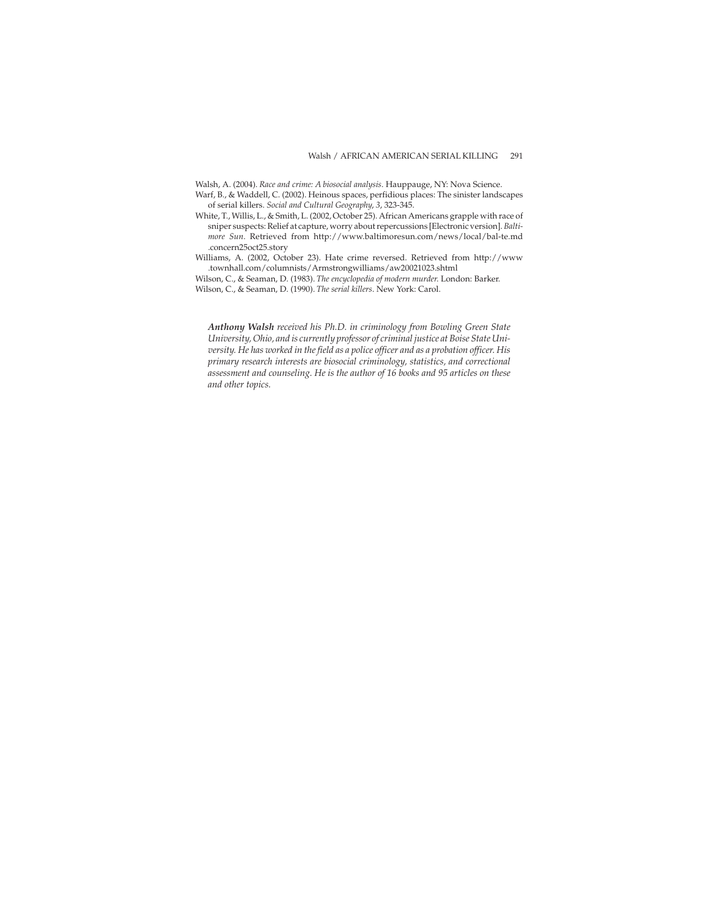Walsh, A. (2004). *Race and crime: A biosocial analysis*. Hauppauge, NY: Nova Science.

Warf, B., & Waddell, C. (2002). Heinous spaces, perfidious places: The sinister landscapes of serial killers. *Social and Cultural Geography*, *3*, 323-345.

White, T., Willis, L., & Smith, L. (2002, October 25). African Americans grapple with race of sniper suspects: Relief at capture, worry about repercussions [Electronic version]. *Baltimore Sun*. Retrieved from http://www.baltimoresun.com/news/local/bal-te.md.concern25oct25.story

Williams, A. (2002, October 23). Hate crime reversed. Retrieved from http://www.townhall.com/columnists/Armstrongwilliams/aw20021023.shtml

Wilson, C., & Seaman, D. (1983). *The encyclopedia of modern murder*. London: Barker.

Wilson, C., & Seaman, D. (1990). *The serial killers*. New York: Carol.

***Anthony Walsh*** *received his Ph.D. in criminology from Bowling Green State University, Ohio, and is currently professor of criminal justice at Boise State University. He has worked in the field as a police officer and as a probation officer. His primary research interests are biosocial criminology, statistics, and correctional assessment and counseling. He is the author of 16 books and 95 articles on these and other topics.*